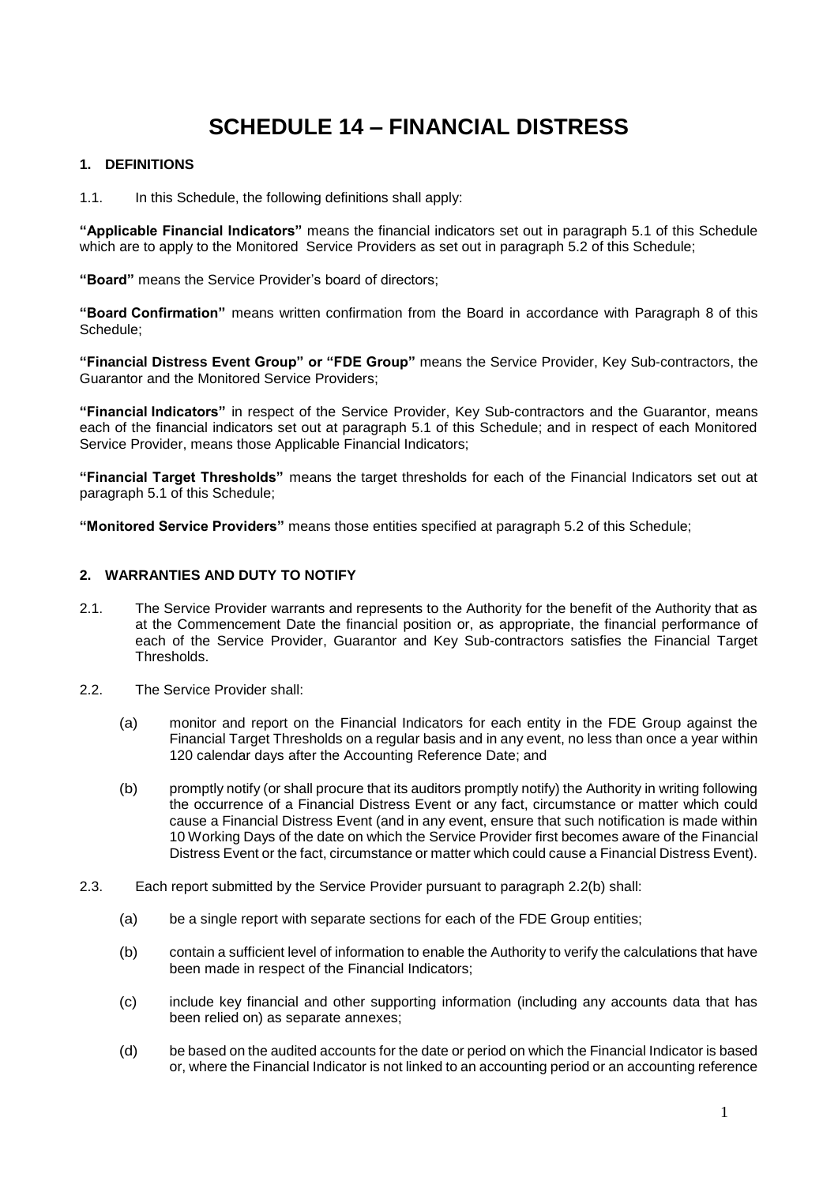# SCHEDULE 14 – FINANCIAL DISTRESS

## 1. DEFINITIONS

1.1. In this Schedule, the following definitions shall apply:

**"Applicable Financial Indicators"** means the financial indicators set out in paragraph 5.1 of this Schedule which are to apply to the Monitored Service Providers as set out in paragraph 5.2 of this Schedule;

**"Board"** means the Service Provider's board of directors;

**"Board Confirmation"** means written confirmation from the Board in accordance with Paragraph 8 of this Schedule;

**"Financial Distress Event Group" or "FDE Group"** means the Service Provider, Key Sub-contractors, the Guarantor and the Monitored Service Providers;

**"Financial Indicators"** in respect of the Service Provider, Key Sub-contractors and the Guarantor, means each of the financial indicators set out at paragraph 5.1 of this Schedule; and in respect of each Monitored Service Provider, means those Applicable Financial Indicators;

**"Financial Target Thresholds"** means the target thresholds for each of the Financial Indicators set out at paragraph 5.1 of this Schedule;

**"Monitored Service Providers"** means those entities specified at paragraph 5.2 of this Schedule;

## 2. WARRANTIES AND DUTY TO NOTIFY

2.1. The Service Provider warrants and represents to the Authority for the benefit of the Authority that as at the Commencement Date the financial position or, as appropriate, the financial performance of each of the Service Provider, Guarantor and Key Sub-contractors satisfies the Financial Target Thresholds.

2.2. The Service Provider shall:

(a) monitor and report on the Financial Indicators for each entity in the FDE Group against the Financial Target Thresholds on a regular basis and in any event, no less than once a year within 120 calendar days after the Accounting Reference Date; and

(b) promptly notify (or shall procure that its auditors promptly notify) the Authority in writing following the occurrence of a Financial Distress Event or any fact, circumstance or matter which could cause a Financial Distress Event (and in any event, ensure that such notification is made within 10 Working Days of the date on which the Service Provider first becomes aware of the Financial Distress Event or the fact, circumstance or matter which could cause a Financial Distress Event).

2.3. Each report submitted by the Service Provider pursuant to paragraph 2.2(b) shall:

(a) be a single report with separate sections for each of the FDE Group entities;

(b) contain a sufficient level of information to enable the Authority to verify the calculations that have been made in respect of the Financial Indicators;

(c) include key financial and other supporting information (including any accounts data that has been relied on) as separate annexes;

(d) be based on the audited accounts for the date or period on which the Financial Indicator is based or, where the Financial Indicator is not linked to an accounting period or an accounting reference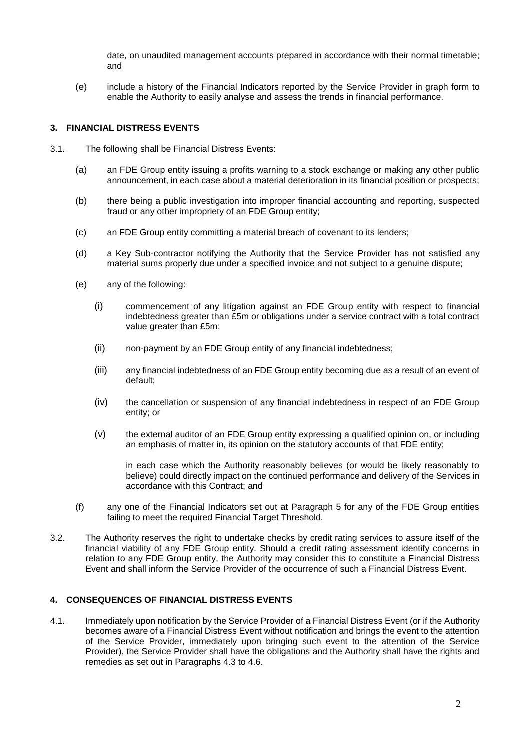date, on unaudited management accounts prepared in accordance with their normal timetable; and

(e) include a history of the Financial Indicators reported by the Service Provider in graph form to enable the Authority to easily analyse and assess the trends in financial performance.

## 3. FINANCIAL DISTRESS EVENTS

3.1. The following shall be Financial Distress Events:

(a) an FDE Group entity issuing a profits warning to a stock exchange or making any other public announcement, in each case about a material deterioration in its financial position or prospects;

(b) there being a public investigation into improper financial accounting and reporting, suspected fraud or any other impropriety of an FDE Group entity;

(c) an FDE Group entity committing a material breach of covenant to its lenders;

(d) a Key Sub-contractor notifying the Authority that the Service Provider has not satisfied any material sums properly due under a specified invoice and not subject to a genuine dispute;

(e) any of the following:

(i) commencement of any litigation against an FDE Group entity with respect to financial indebtedness greater than £5m or obligations under a service contract with a total contract value greater than £5m;

(ii) non-payment by an FDE Group entity of any financial indebtedness;

(iii) any financial indebtedness of an FDE Group entity becoming due as a result of an event of default;

(iv) the cancellation or suspension of any financial indebtedness in respect of an FDE Group entity; or

(v) the external auditor of an FDE Group entity expressing a qualified opinion on, or including an emphasis of matter in, its opinion on the statutory accounts of that FDE entity;

in each case which the Authority reasonably believes (or would be likely reasonably to believe) could directly impact on the continued performance and delivery of the Services in accordance with this Contract; and

(f) any one of the Financial Indicators set out at Paragraph 5 for any of the FDE Group entities failing to meet the required Financial Target Threshold.

3.2. The Authority reserves the right to undertake checks by credit rating services to assure itself of the financial viability of any FDE Group entity. Should a credit rating assessment identify concerns in relation to any FDE Group entity, the Authority may consider this to constitute a Financial Distress Event and shall inform the Service Provider of the occurrence of such a Financial Distress Event.

## 4. CONSEQUENCES OF FINANCIAL DISTRESS EVENTS

4.1. Immediately upon notification by the Service Provider of a Financial Distress Event (or if the Authority becomes aware of a Financial Distress Event without notification and brings the event to the attention of the Service Provider, immediately upon bringing such event to the attention of the Service Provider), the Service Provider shall have the obligations and the Authority shall have the rights and remedies as set out in Paragraphs 4.3 to 4.6.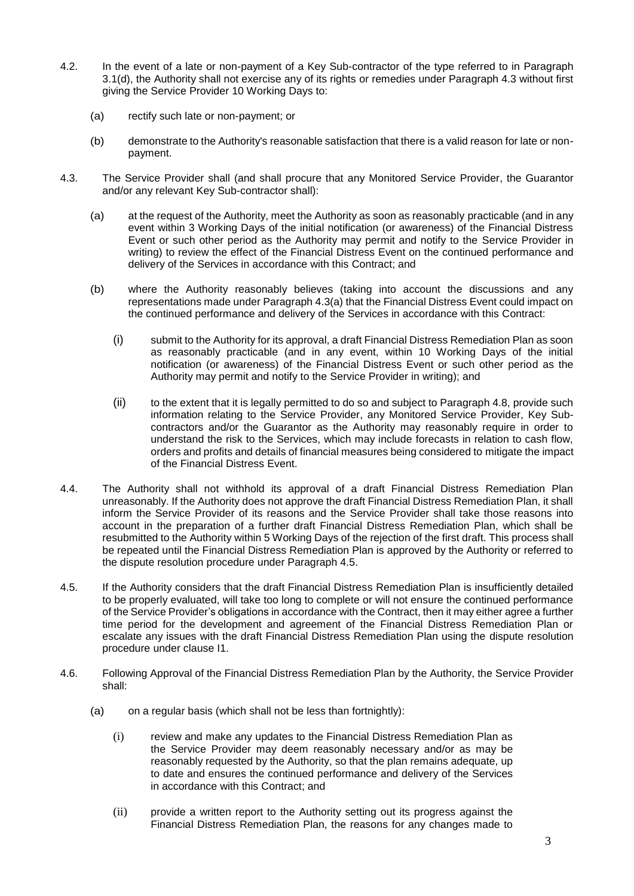4.2. In the event of a late or non-payment of a Key Sub-contractor of the type referred to in Paragraph 3.1(d), the Authority shall not exercise any of its rights or remedies under Paragraph 4.3 without first giving the Service Provider 10 Working Days to:

(a) rectify such late or non-payment; or

(b) demonstrate to the Authority's reasonable satisfaction that there is a valid reason for late or non-payment.

4.3. The Service Provider shall (and shall procure that any Monitored Service Provider, the Guarantor and/or any relevant Key Sub-contractor shall):

(a) at the request of the Authority, meet the Authority as soon as reasonably practicable (and in any event within 3 Working Days of the initial notification (or awareness) of the Financial Distress Event or such other period as the Authority may permit and notify to the Service Provider in writing) to review the effect of the Financial Distress Event on the continued performance and delivery of the Services in accordance with this Contract; and

(b) where the Authority reasonably believes (taking into account the discussions and any representations made under Paragraph 4.3(a) that the Financial Distress Event could impact on the continued performance and delivery of the Services in accordance with this Contract:

(i) submit to the Authority for its approval, a draft Financial Distress Remediation Plan as soon as reasonably practicable (and in any event, within 10 Working Days of the initial notification (or awareness) of the Financial Distress Event or such other period as the Authority may permit and notify to the Service Provider in writing); and

(ii) to the extent that it is legally permitted to do so and subject to Paragraph 4.8, provide such information relating to the Service Provider, any Monitored Service Provider, Key Sub-contractors and/or the Guarantor as the Authority may reasonably require in order to understand the risk to the Services, which may include forecasts in relation to cash flow, orders and profits and details of financial measures being considered to mitigate the impact of the Financial Distress Event.

4.4. The Authority shall not withhold its approval of a draft Financial Distress Remediation Plan unreasonably. If the Authority does not approve the draft Financial Distress Remediation Plan, it shall inform the Service Provider of its reasons and the Service Provider shall take those reasons into account in the preparation of a further draft Financial Distress Remediation Plan, which shall be resubmitted to the Authority within 5 Working Days of the rejection of the first draft. This process shall be repeated until the Financial Distress Remediation Plan is approved by the Authority or referred to the dispute resolution procedure under Paragraph 4.5.

4.5. If the Authority considers that the draft Financial Distress Remediation Plan is insufficiently detailed to be properly evaluated, will take too long to complete or will not ensure the continued performance of the Service Provider's obligations in accordance with the Contract, then it may either agree a further time period for the development and agreement of the Financial Distress Remediation Plan or escalate any issues with the draft Financial Distress Remediation Plan using the dispute resolution procedure under clause I1.

4.6. Following Approval of the Financial Distress Remediation Plan by the Authority, the Service Provider shall:

(a) on a regular basis (which shall not be less than fortnightly):

(i) review and make any updates to the Financial Distress Remediation Plan as the Service Provider may deem reasonably necessary and/or as may be reasonably requested by the Authority, so that the plan remains adequate, up to date and ensures the continued performance and delivery of the Services in accordance with this Contract; and

(ii) provide a written report to the Authority setting out its progress against the Financial Distress Remediation Plan, the reasons for any changes made to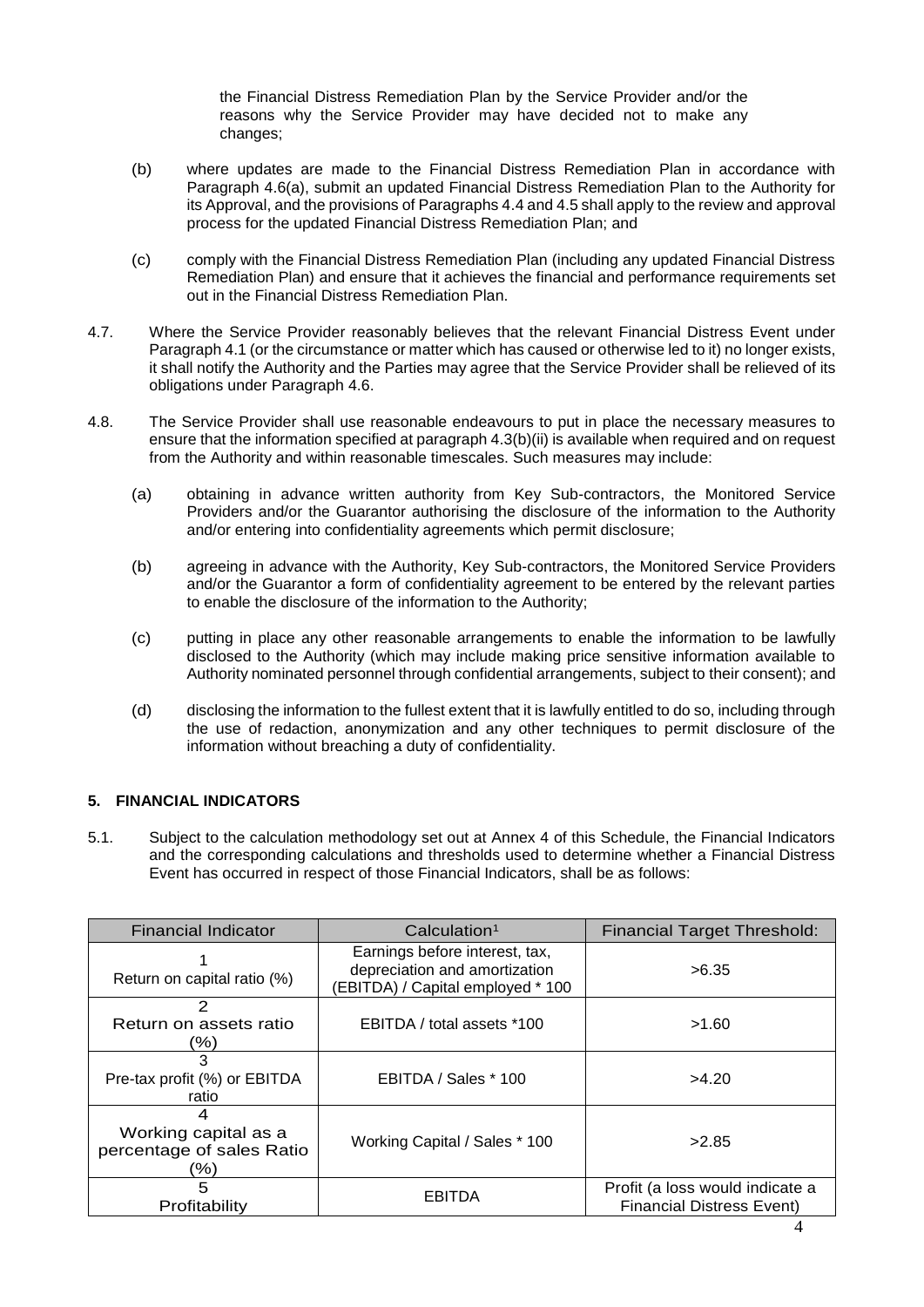the Financial Distress Remediation Plan by the Service Provider and/or the reasons why the Service Provider may have decided not to make any changes;

(b) where updates are made to the Financial Distress Remediation Plan in accordance with Paragraph 4.6(a), submit an updated Financial Distress Remediation Plan to the Authority for its Approval, and the provisions of Paragraphs 4.4 and 4.5 shall apply to the review and approval process for the updated Financial Distress Remediation Plan; and

(c) comply with the Financial Distress Remediation Plan (including any updated Financial Distress Remediation Plan) and ensure that it achieves the financial and performance requirements set out in the Financial Distress Remediation Plan.

4.7. Where the Service Provider reasonably believes that the relevant Financial Distress Event under Paragraph 4.1 (or the circumstance or matter which has caused or otherwise led to it) no longer exists, it shall notify the Authority and the Parties may agree that the Service Provider shall be relieved of its obligations under Paragraph 4.6.

4.8. The Service Provider shall use reasonable endeavours to put in place the necessary measures to ensure that the information specified at paragraph 4.3(b)(ii) is available when required and on request from the Authority and within reasonable timescales. Such measures may include:

(a) obtaining in advance written authority from Key Sub-contractors, the Monitored Service Providers and/or the Guarantor authorising the disclosure of the information to the Authority and/or entering into confidentiality agreements which permit disclosure;

(b) agreeing in advance with the Authority, Key Sub-contractors, the Monitored Service Providers and/or the Guarantor a form of confidentiality agreement to be entered by the relevant parties to enable the disclosure of the information to the Authority;

(c) putting in place any other reasonable arrangements to enable the information to be lawfully disclosed to the Authority (which may include making price sensitive information available to Authority nominated personnel through confidential arrangements, subject to their consent); and

(d) disclosing the information to the fullest extent that it is lawfully entitled to do so, including through the use of redaction, anonymization and any other techniques to permit disclosure of the information without breaching a duty of confidentiality.

## 5. FINANCIAL INDICATORS

5.1. Subject to the calculation methodology set out at Annex 4 of this Schedule, the Financial Indicators and the corresponding calculations and thresholds used to determine whether a Financial Distress Event has occurred in respect of those Financial Indicators, shall be as follows:

| Financial Indicator | Calculation[1] | Financial Target Threshold: |
|---|---|---|
| 1 Return on capital ratio (%) | Earnings before interest, tax, depreciation and amortization (EBITDA) / Capital employed * 100 | >6.35 |
| 2 Return on assets ratio (%) | EBITDA / total assets *100 | >1.60 |
| 3 Pre-tax profit (%) or EBITDA ratio | EBITDA / Sales * 100 | >4.20 |
| 4 Working capital as a percentage of sales Ratio (%) | Working Capital / Sales * 100 | >2.85 |
| 5 Profitability | EBITDA | Profit (a loss would indicate a Financial Distress Event) |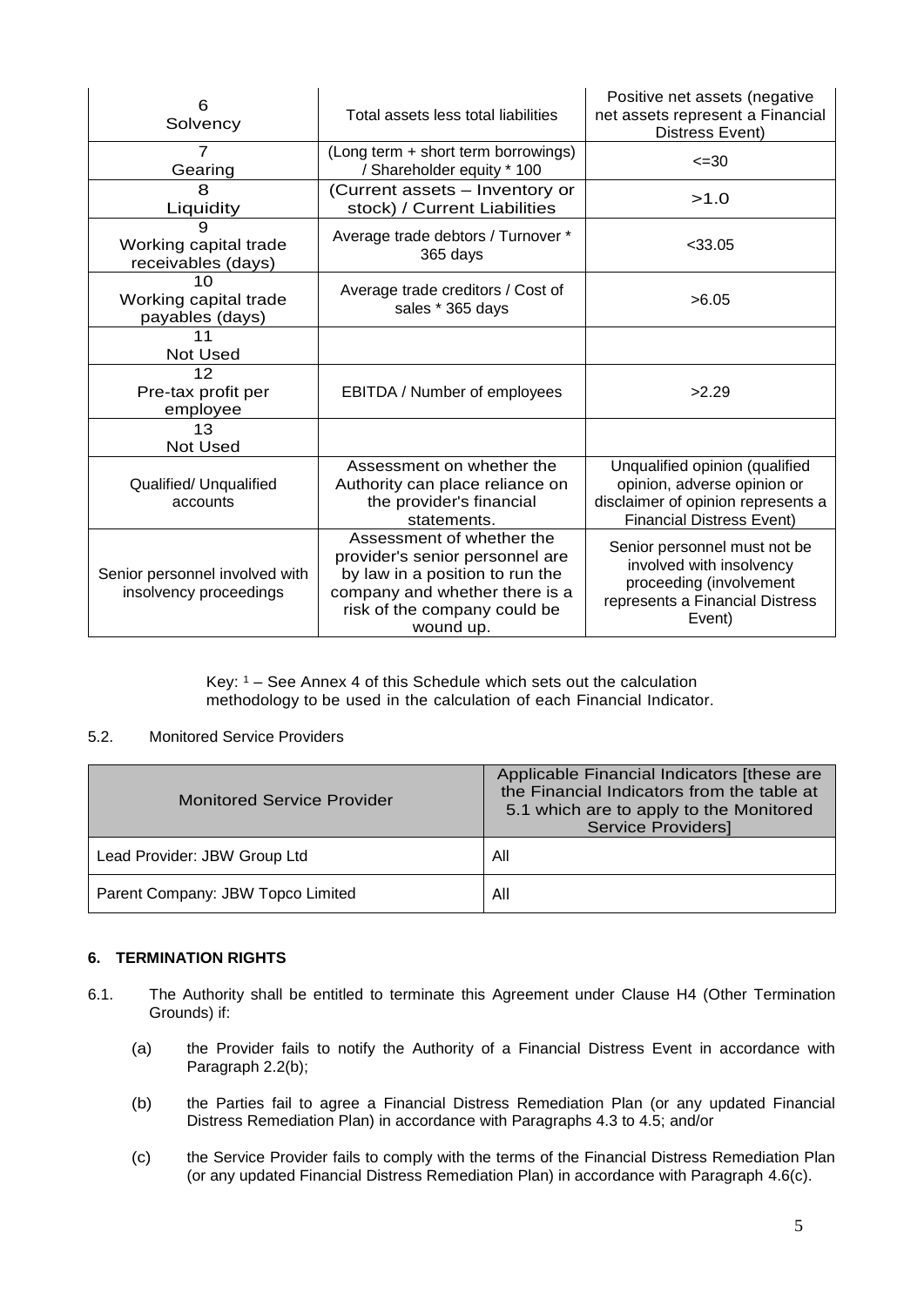| | | |
|---|---|---|
| 6<br>Solvency | Total assets less total liabilities | Positive net assets (negative net assets represent a Financial Distress Event) |
| 7<br>Gearing | (Long term + short term borrowings) / Shareholder equity * 100 | <=30 |
| 8<br>Liquidity | (Current assets – Inventory or stock) / Current Liabilities | >1.0 |
| 9<br>Working capital trade receivables (days) | Average trade debtors / Turnover * 365 days | <33.05 |
| 10<br>Working capital trade payables (days) | Average trade creditors / Cost of sales * 365 days | >6.05 |
| 11<br>Not Used | | |
| 12<br>Pre-tax profit per employee | EBITDA / Number of employees | >2.29 |
| 13<br>Not Used | | |
| Qualified/ Unqualified accounts | Assessment on whether the Authority can place reliance on the provider's financial statements. | Unqualified opinion (qualified opinion, adverse opinion or disclaimer of opinion represents a Financial Distress Event) |
| Senior personnel involved with insolvency proceedings | Assessment of whether the provider's senior personnel are by law in a position to run the company and whether there is a risk of the company could be wound up. | Senior personnel must not be involved with insolvency proceeding (involvement represents a Financial Distress Event) |

Key: [1] – See Annex 4 of this Schedule which sets out the calculation methodology to be used in the calculation of each Financial Indicator.

5.2. Monitored Service Providers

| Monitored Service Provider | Applicable Financial Indicators [these are the Financial Indicators from the table at 5.1 which are to apply to the Monitored Service Providers] |
|---|---|
| Lead Provider: JBW Group Ltd | All |
| Parent Company: JBW Topco Limited | All |

**6. TERMINATION RIGHTS**

6.1. The Authority shall be entitled to terminate this Agreement under Clause H4 (Other Termination Grounds) if:

(a) the Provider fails to notify the Authority of a Financial Distress Event in accordance with Paragraph 2.2(b);

(b) the Parties fail to agree a Financial Distress Remediation Plan (or any updated Financial Distress Remediation Plan) in accordance with Paragraphs 4.3 to 4.5; and/or

(c) the Service Provider fails to comply with the terms of the Financial Distress Remediation Plan (or any updated Financial Distress Remediation Plan) in accordance with Paragraph 4.6(c).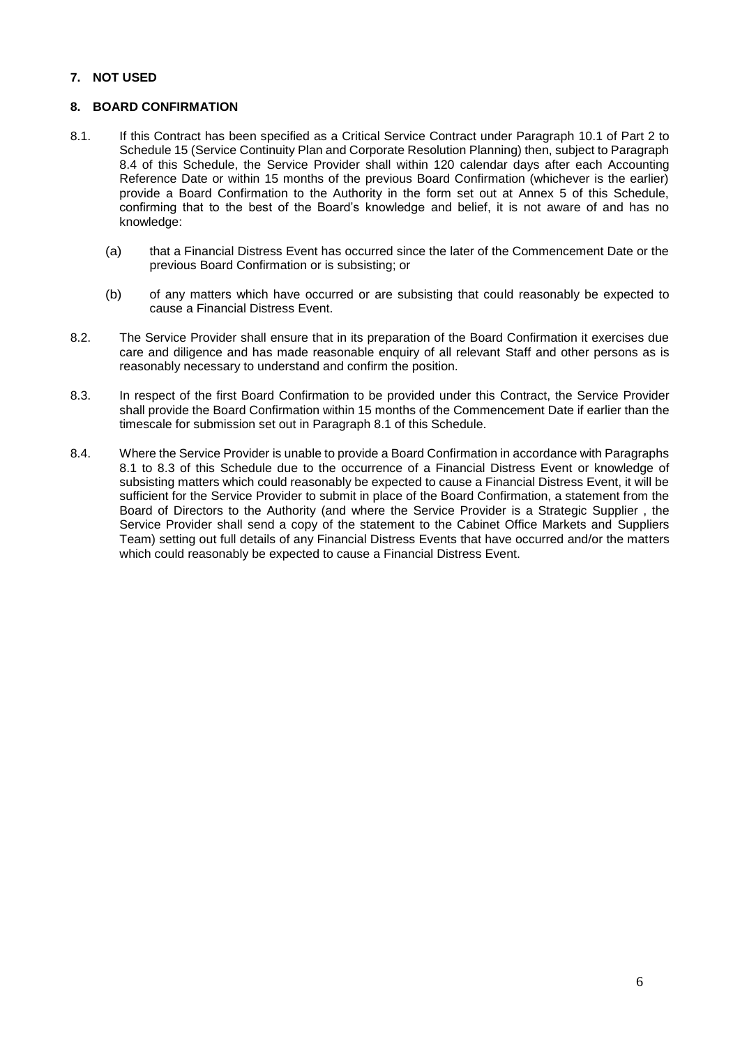## 7. NOT USED

## 8. BOARD CONFIRMATION

8.1. If this Contract has been specified as a Critical Service Contract under Paragraph 10.1 of Part 2 to Schedule 15 (Service Continuity Plan and Corporate Resolution Planning) then, subject to Paragraph 8.4 of this Schedule, the Service Provider shall within 120 calendar days after each Accounting Reference Date or within 15 months of the previous Board Confirmation (whichever is the earlier) provide a Board Confirmation to the Authority in the form set out at Annex 5 of this Schedule, confirming that to the best of the Board's knowledge and belief, it is not aware of and has no knowledge:

(a) that a Financial Distress Event has occurred since the later of the Commencement Date or the previous Board Confirmation or is subsisting; or

(b) of any matters which have occurred or are subsisting that could reasonably be expected to cause a Financial Distress Event.

8.2. The Service Provider shall ensure that in its preparation of the Board Confirmation it exercises due care and diligence and has made reasonable enquiry of all relevant Staff and other persons as is reasonably necessary to understand and confirm the position.

8.3. In respect of the first Board Confirmation to be provided under this Contract, the Service Provider shall provide the Board Confirmation within 15 months of the Commencement Date if earlier than the timescale for submission set out in Paragraph 8.1 of this Schedule.

8.4. Where the Service Provider is unable to provide a Board Confirmation in accordance with Paragraphs 8.1 to 8.3 of this Schedule due to the occurrence of a Financial Distress Event or knowledge of subsisting matters which could reasonably be expected to cause a Financial Distress Event, it will be sufficient for the Service Provider to submit in place of the Board Confirmation, a statement from the Board of Directors to the Authority (and where the Service Provider is a Strategic Supplier , the Service Provider shall send a copy of the statement to the Cabinet Office Markets and Suppliers Team) setting out full details of any Financial Distress Events that have occurred and/or the matters which could reasonably be expected to cause a Financial Distress Event.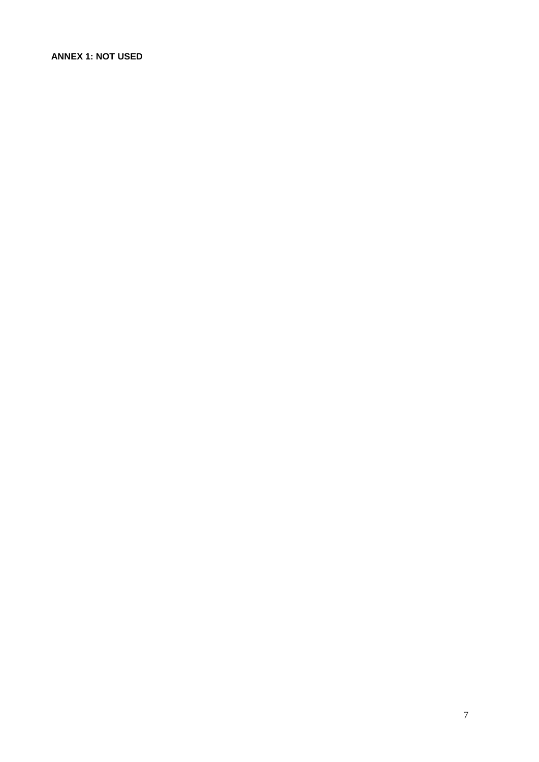**ANNEX 1: NOT USED**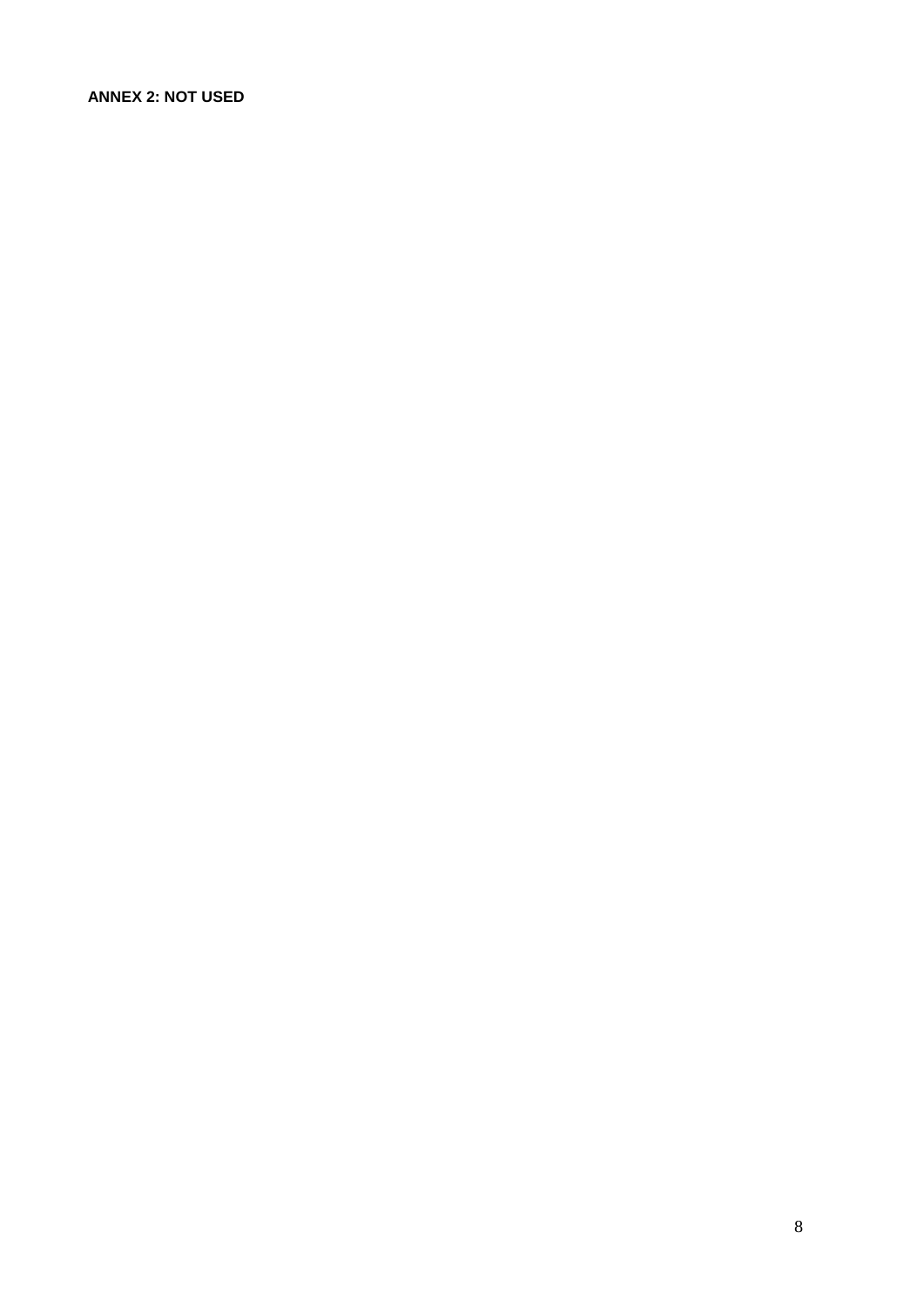**ANNEX 2: NOT USED**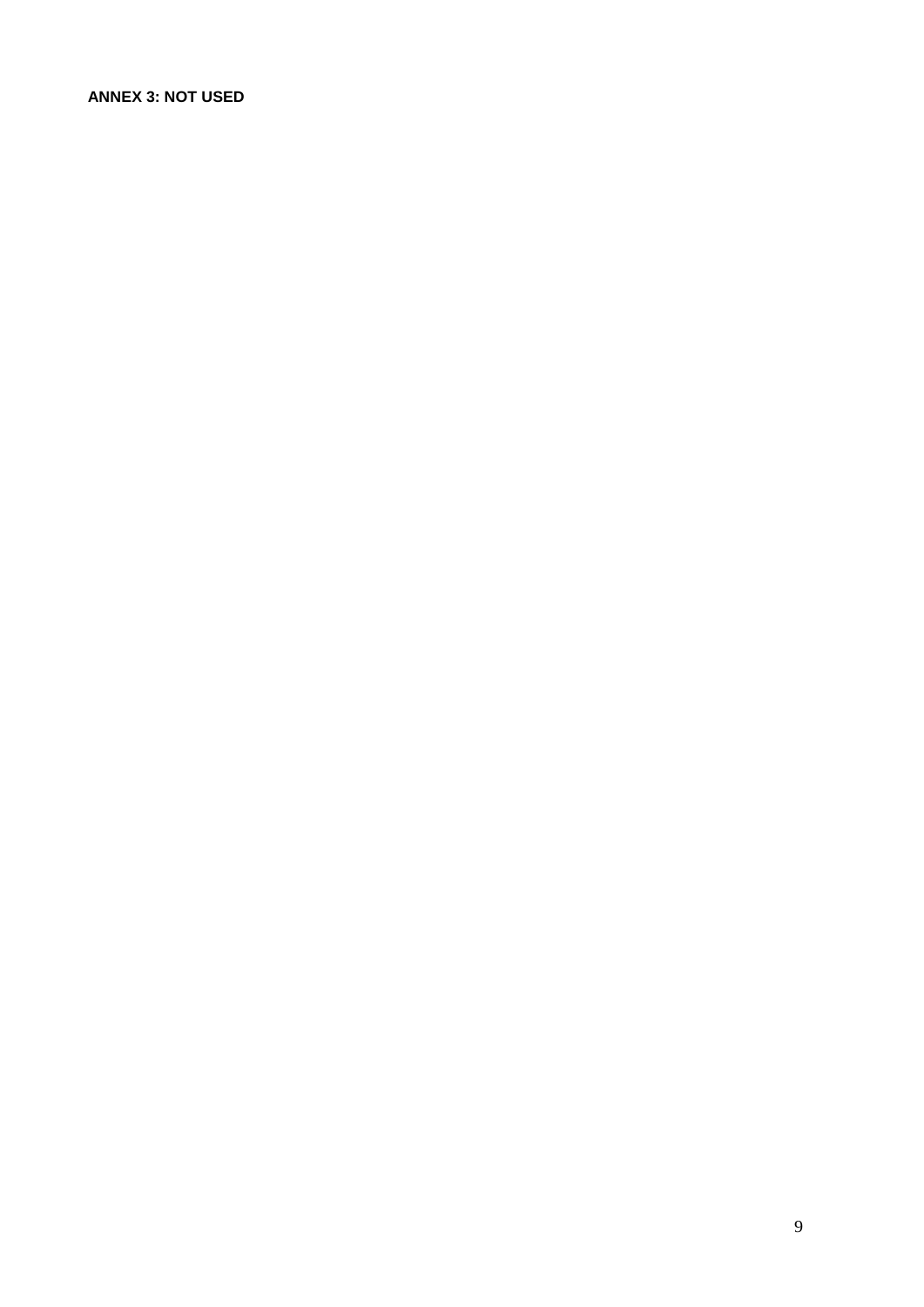**ANNEX 3: NOT USED**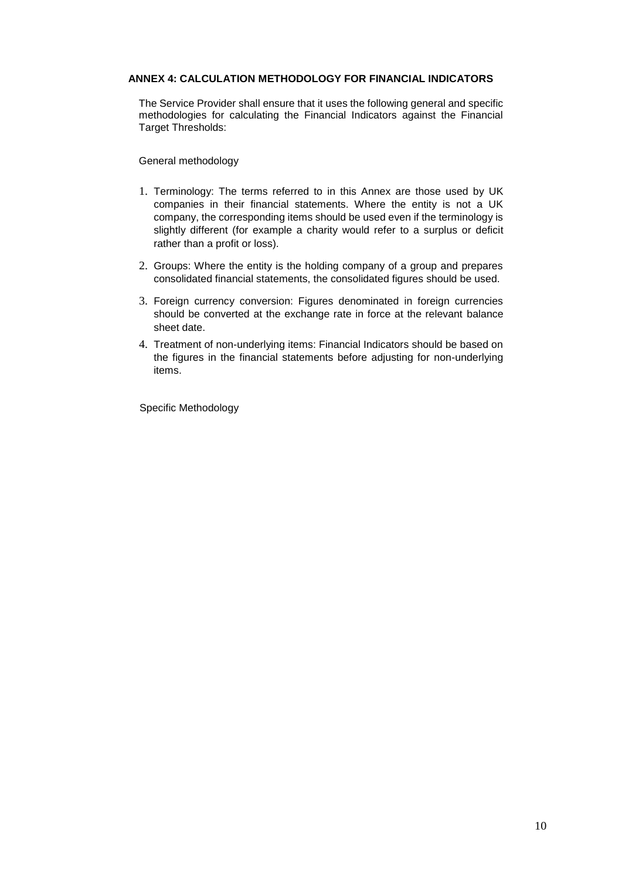## ANNEX 4: CALCULATION METHODOLOGY FOR FINANCIAL INDICATORS

The Service Provider shall ensure that it uses the following general and specific methodologies for calculating the Financial Indicators against the Financial Target Thresholds:

General methodology

1. Terminology: The terms referred to in this Annex are those used by UK companies in their financial statements. Where the entity is not a UK company, the corresponding items should be used even if the terminology is slightly different (for example a charity would refer to a surplus or deficit rather than a profit or loss).
2. Groups: Where the entity is the holding company of a group and prepares consolidated financial statements, the consolidated figures should be used.
3. Foreign currency conversion: Figures denominated in foreign currencies should be converted at the exchange rate in force at the relevant balance sheet date.
4. Treatment of non-underlying items: Financial Indicators should be based on the figures in the financial statements before adjusting for non-underlying items.

Specific Methodology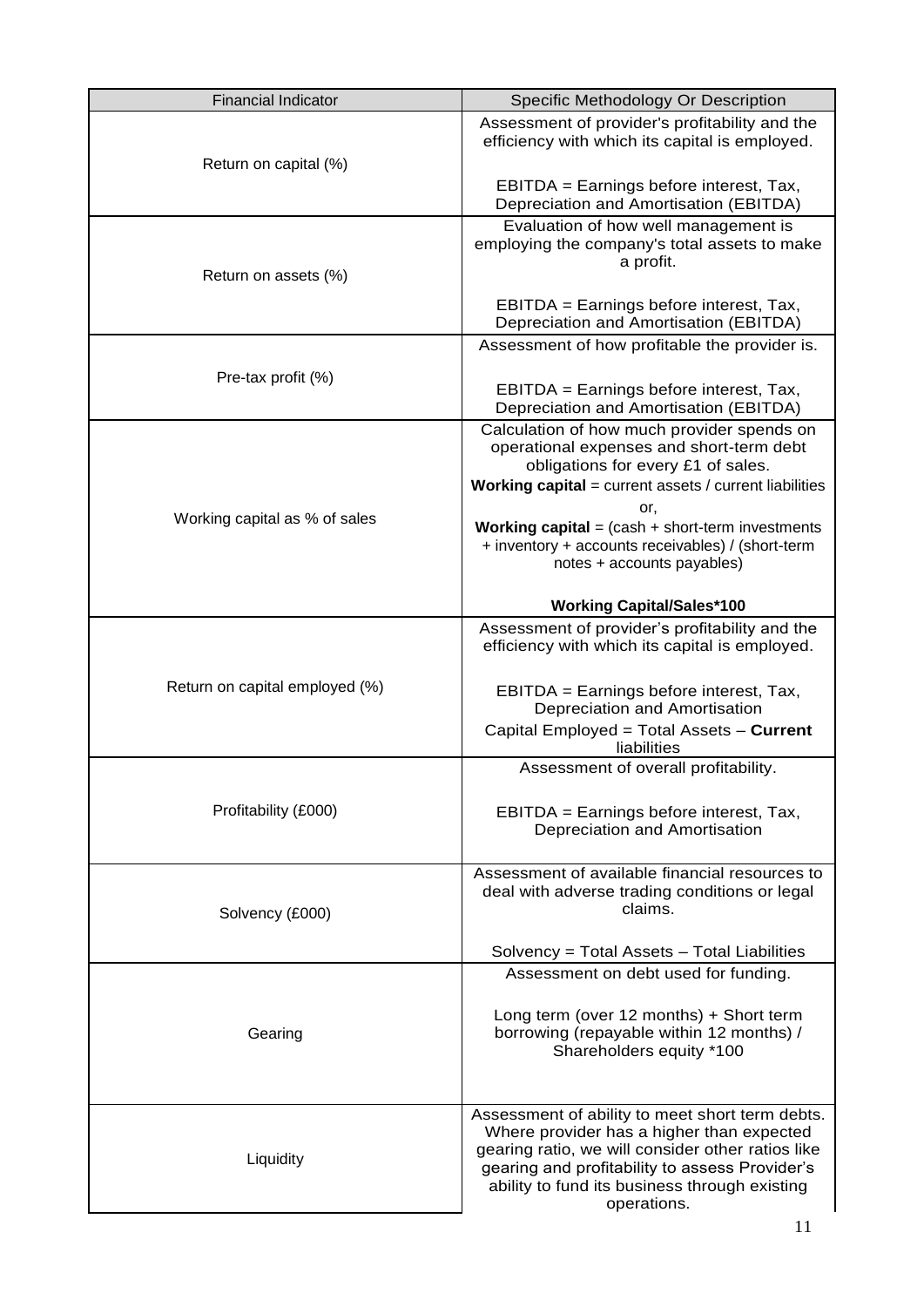| Financial Indicator | Specific Methodology Or Description |
|---|---|
| Return on capital (%) | Assessment of provider's profitability and the efficiency with which its capital is employed.<br><br>EBITDA = Earnings before interest, Tax, Depreciation and Amortisation (EBITDA) |
| Return on assets (%) | Evaluation of how well management is employing the company's total assets to make a profit.<br><br>EBITDA = Earnings before interest, Tax, Depreciation and Amortisation (EBITDA) |
| Pre-tax profit (%) | Assessment of how profitable the provider is.<br><br>EBITDA = Earnings before interest, Tax, Depreciation and Amortisation (EBITDA) |
| Working capital as % of sales | Calculation of how much provider spends on operational expenses and short-term debt obligations for every £1 of sales.<br>**Working capital** = current assets / current liabilities<br>or,<br>**Working capital** = (cash + short-term investments + inventory + accounts receivables) / (short-term notes + accounts payables)<br><br>**Working Capital/Sales*100** |
| Return on capital employed (%) | Assessment of provider's profitability and the efficiency with which its capital is employed.<br><br>EBITDA = Earnings before interest, Tax, Depreciation and Amortisation<br>Capital Employed = Total Assets – **Current** liabilities |
| Profitability (£000) | Assessment of overall profitability.<br><br>EBITDA = Earnings before interest, Tax, Depreciation and Amortisation |
| Solvency (£000) | Assessment of available financial resources to deal with adverse trading conditions or legal claims.<br><br>Solvency = Total Assets – Total Liabilities |
| Gearing | Assessment on debt used for funding.<br><br>Long term (over 12 months) + Short term borrowing (repayable within 12 months) / Shareholders equity *100 |
| Liquidity | Assessment of ability to meet short term debts. Where provider has a higher than expected gearing ratio, we will consider other ratios like gearing and profitability to assess Provider's ability to fund its business through existing operations. |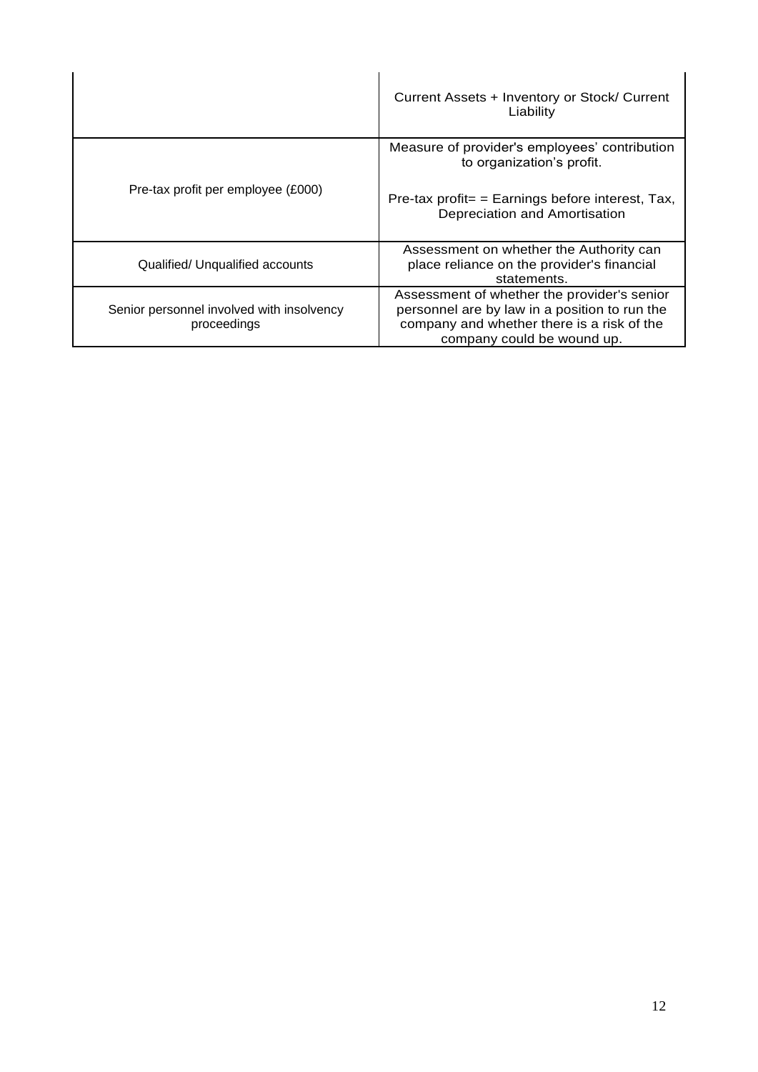| | |
|---|---|
| | Current Assets + Inventory or Stock/ Current Liability |
| Pre-tax profit per employee (£000) | Measure of provider's employees' contribution to organization's profit.<br><br>Pre-tax profit= = Earnings before interest, Tax, Depreciation and Amortisation |
| Qualified/ Unqualified accounts | Assessment on whether the Authority can place reliance on the provider's financial statements. |
| Senior personnel involved with insolvency proceedings | Assessment of whether the provider's senior personnel are by law in a position to run the company and whether there is a risk of the company could be wound up. |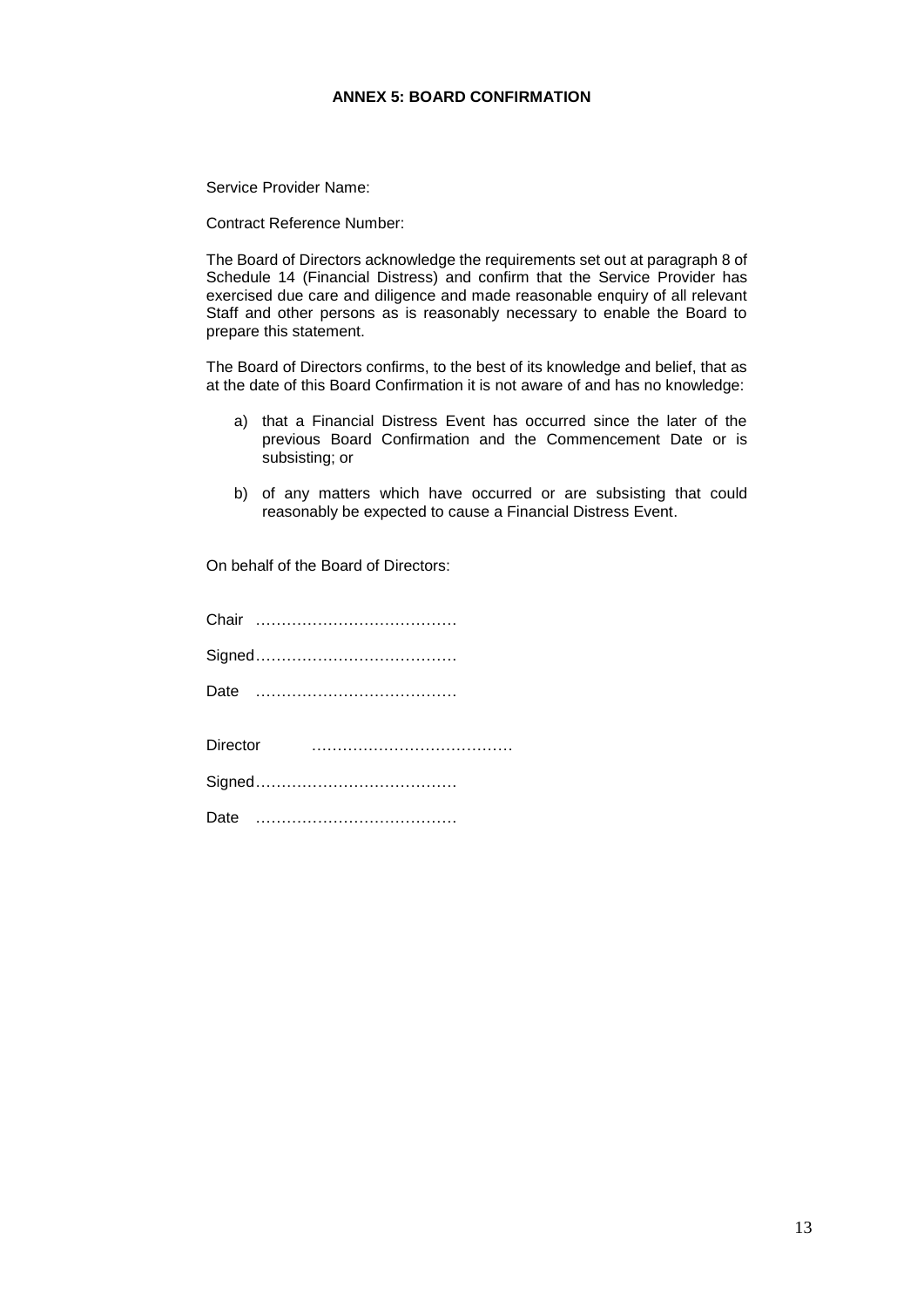**ANNEX 5: BOARD CONFIRMATION**

Service Provider Name:

Contract Reference Number:

The Board of Directors acknowledge the requirements set out at paragraph 8 of Schedule 14 (Financial Distress) and confirm that the Service Provider has exercised due care and diligence and made reasonable enquiry of all relevant Staff and other persons as is reasonably necessary to enable the Board to prepare this statement.

The Board of Directors confirms, to the best of its knowledge and belief, that as at the date of this Board Confirmation it is not aware of and has no knowledge:

a) that a Financial Distress Event has occurred since the later of the previous Board Confirmation and the Commencement Date or is subsisting; or

b) of any matters which have occurred or are subsisting that could reasonably be expected to cause a Financial Distress Event.

On behalf of the Board of Directors:

Chair …………………………………

Signed…………………………………

Date …………………………………

Director …………………………………

Signed…………………………………

Date …………………………………